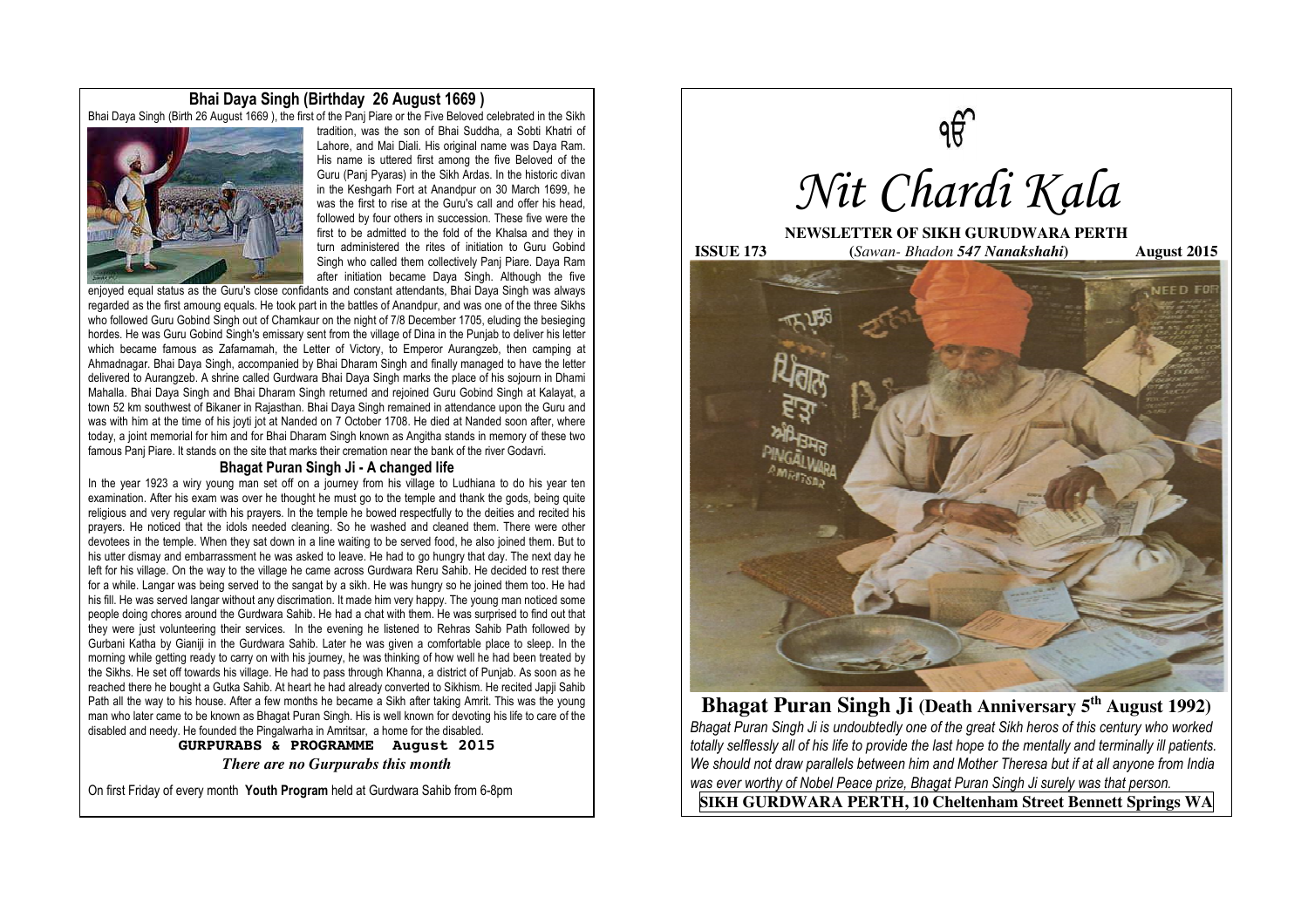## Bhai Daya Singh (Birthday 26 August 1669 )

Bhai Daya Singh (Birth 26 August 1669 ), the first of the Panj Piare or the Five Beloved celebrated in the Sikh tradition, was the son of Bhai Suddha, a Sobti Khatri of Lahore, and Mai Diali. His original name was Daya Ram. His name is uttered first among the five Beloved of the Guru (Panj Pyaras) in the Sikh Ardas. In the historic divan in the Keshgarh Fort at Anandpur on 30 March 1699, he was the first to rise at the Guru's call and offer his head, followed by four others in succession. These five were the first to be admitted to the fold of the Khalsa and they in turn administered the rites of initiation to Guru Gobind Singh who called them collectively Panj Piare. Daya Ram after initiation became Daya Singh. Although the five enjoyed equal status as the Guru's close confidants and constant attendants, Bhai Daya Singh was always regarded as the first amoung equals. He took part in the battles of Anandpur, and was one of the three Sikhs who followed Guru Gobind Singh out of Chamkaur on the night of 7/8 December 1705, eluding the besieging hordes. He was Guru Gobind Singh's emissary sent from the village of Dina in the Punjab to deliver his letter which became famous as Zafarnamah, the Letter of Victory, to Emperor Aurangzeb, then camping at Ahmadnagar. Bhai Daya Singh, accompanied by Bhai Dharam Singh and finally managed to have the letter delivered to Aurangzeb. A shrine called Gurdwara Bhai Daya Singh marks the place of his sojourn in Dhami Mahalla. Bhai Daya Singh and Bhai Dharam Singh returned and rejoined Guru Gobind Singh at Kalayat, a town 52 km southwest of Bikaner in Rajasthan. Bhai Daya Singh remained in attendance upon the Guru and was with him at the time of his joyti jot at Nanded on 7 October 1708. He died at Nanded soon after, where today, a joint memorial for him and for Bhai Dharam Singh known as Angitha stands in memory of these two famous Panj Piare. It stands on the site that marks their cremation near the bank of the river Godavri.

## Bhagat Puran Singh Ji - A changed life

In the year 1923 a wiry young man set off on a journey from his village to Ludhiana to do his year ten examination. After his exam was over he thought he must go to the temple and thank the gods, being quite religious and very regular with his prayers. In the temple he bowed respectfully to the deities and recited his prayers. He noticed that the idols needed cleaning. So he washed and cleaned them. There were other devotees in the temple. When they sat down in a line waiting to be served food, he also joined them. But to his utter dismay and embarrassment he was asked to leave. He had to go hungry that day. The next day he left for his village. On the way to the village he came across Gurdwara Reru Sahib. He decided to rest there for a while. Langar was being served to the sangat by a sikh. He was hungry so he joined them too. He had his fill. He was served langar without any discrimination. It made him very happy. The young man noticed some people doing chores around the Gurdwara Sahib. He had a chat with them. He was surprised to find out that they were just volunteering their services. In the evening he listened to Rehras Sahib Path followed by Gurbani Katha by Gianiji in the Gurdwara Sahib. Later he was given a comfortable place to sleep. In the morning while getting ready to carry on with his journey, he was thinking of how well he had been treated by the Sikhs. He set off towards his village. He had to pass through Khanna, a district of Punjab. As soon as he reached there he bought a Gutka Sahib. At heart he had already converted to Sikhism. He recited Japji Sahib Path all the way to his house. After a few months he became a Sikh after taking Amrit. This was the young man who later came to be known as Bhagat Puran Singh. His is well known for devoting his life to care of the disabled and needy. He founded the Pingalwarha in Amritsar, a home for the disabled.

### GURPURABS & PROGRAMME August 2015

*There are no Gurpurabs this month*

On first Friday of every month **Youth Program** held at Gurdwara Sahib from 6-8pm

ੴ

# *Nit Chardi Kala*

**NEWSLETTER OF SIKH GURUDWARA PERTH**

**ISSUE 173** **(*Sawan- Bhadon 547 Nanakshahi*)** **August 2015**

## Bhagat Puran Singh Ji (Death Anniversary 5th August 1992)

*Bhagat Puran Singh Ji is undoubtedly one of the great Sikh heros of this century who worked totally selflessly all of his life to provide the last hope to the mentally and terminally ill patients. We should not draw parallels between him and Mother Theresa but if at all anyone from India was ever worthy of Nobel Peace prize, Bhagat Puran Singh Ji surely was that person.*

**SIKH GURDWARA PERTH, 10 Cheltenham Street Bennett Springs WA**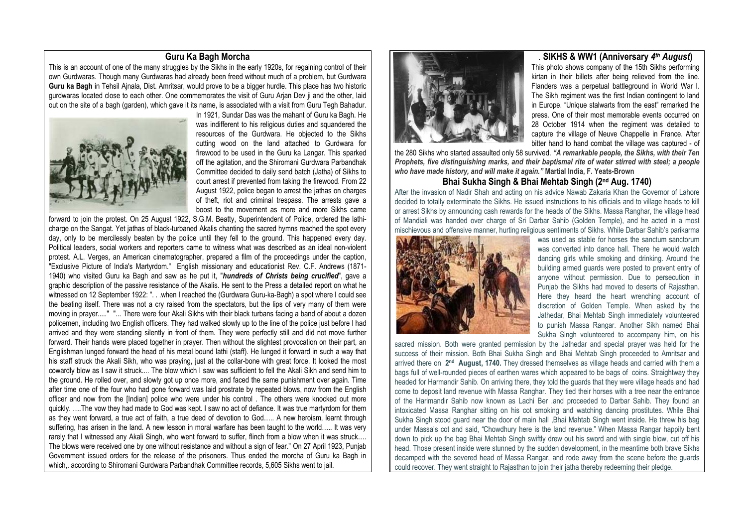## Guru Ka Bagh Morcha

This is an account of one of the many struggles by the Sikhs in the early 1920s, for regaining control of their own Gurdwaras. Though many Gurdwaras had already been freed without much of a problem, but Gurdwara **Guru ka Bagh** in Tehsil Ajnala, Dist. Amritsar, would prove to be a bigger hurdle. This place has two historic gurdwaras located close to each other. One commemorates the visit of Guru Arjan Dev ji and the other, laid out on the site of a bagh (garden), which gave it its name, is associated with a visit from Guru Tegh Bahadur.

In 1921, Sundar Das was the mahant of Guru ka Bagh. He was indifferent to his religious duties and squandered the resources of the Gurdwara. He objected to the Sikhs cutting wood on the land attached to Gurdwara for firewood to be used in the Guru ka Langar. This sparked off the agitation, and the Shiromani Gurdwara Parbandhak Committee decided to daily send batch (Jatha) of Sikhs to court arrest if prevented from taking the firewood. From 22 August 1922, police began to arrest the jathas on charges of theft, riot and criminal trespass. The arrests gave a boost to the movement as more and more Sikhs came forward to join the protest. On 25 August 1922, S.G.M. Beatty, Superintendent of Police, ordered the lathi-charge on the Sangat. Yet jathas of black-turbaned Akalis chanting the sacred hymns reached the spot every day, only to be mercilessly beaten by the police until they fell to the ground. This happened every day. Political leaders, social workers and reporters came to witness what was described as an ideal non-violent protest. A.L. Verges, an American cinematographer, prepared a film of the proceedings under the caption, "Exclusive Picture of India's Martyrdom." English missionary and educationist Rev. C.F. Andrews (1871-1940) who visited Guru ka Bagh and saw as he put it, "***hundreds of Christs being crucified***", gave a graphic description of the passive resistance of the Akalis. He sent to the Press a detailed report on what he witnessed on 12 September 1922: ". . .when I reached the (Gurdwara Guru-ka-Bagh) a spot where I could see the beating itself. There was not a cry raised from the spectators, but the lips of very many of them were moving in prayer....." "... There were four Akali Sikhs with their black turbans facing a band of about a dozen policemen, including two English officers. They had walked slowly up to the line of the police just before I had arrived and they were standing silently in front of them. They were perfectly still and did not move further forward. Their hands were placed together in prayer. Then without the slightest provocation on their part, an Englishman lunged forward the head of his metal bound lathi (staff). He lunged it forward in such a way that his staff struck the Akali Sikh, who was praying, just at the collar-bone with great force. It looked the most cowardly blow as I saw it struck.... The blow which I saw was sufficient to fell the Akali Sikh and send him to the ground. He rolled over, and slowly got up once more, and faced the same punishment over again. Time after time one of the four who had gone forward was laid prostrate by repeated blows, now from the English officer and now from the [Indian] police who were under his control . The others were knocked out more quickly. ….The vow they had made to God was kept. I saw no act of defiance. It was true martyrdom for them as they went forward, a true act of faith, a true deed of devotion to God….. A new heroism, learnt through suffering, has arisen in the land. A new lesson in moral warfare has been taught to the world….. It was very rarely that I witnessed any Akali Singh, who went forward to suffer, flinch from a blow when it was struck…. The blows were received one by one without resistance and without a sign of fear." On 27 April 1923, Punjab Government issued orders for the release of the prisoners. Thus ended the morcha of Guru ka Bagh in which,. according to Shiromani Gurdwara Parbandhak Committee records, 5,605 Sikhs went to jail.

## SIKHS & WW1 (Anniversary *4th August*)

This photo shows company of the 15th Sikhs performing kirtan in their billets after being relieved from the line. Flanders was a perpetual battleground in World War I. The Sikh regiment was the first Indian contingent to land in Europe. "Unique stalwarts from the east" remarked the press. One of their most memorable events occurred on 28 October 1914 when the regiment was detailed to capture the village of Neuve Chappelle in France. After bitter hand to hand combat the village was captured - of the 280 Sikhs who started assaulted only 58 survived. ***"A remarkable people, the Sikhs, with their Ten Prophets, five distinguishing marks, and their baptismal rite of water stirred with steel; a people who have made history, and will make it again."*** **Martial India, F. Yeats-Brown**

## Bhai Sukha Singh & Bhai Mehtab Singh (2nd Aug. 1740)

After the invasion of Nadir Shah and acting on his advice Nawab Zakaria Khan the Governor of Lahore decided to totally exterminate the Sikhs. He issued instructions to his officials and to village heads to kill or arrest Sikhs by announcing cash rewards for the heads of the Sikhs. Massa Ranghar, the village head of Mandiali was handed over charge of Sri Darbar Sahib (Golden Temple), and he acted in a most mischievous and offensive manner, hurting religious sentiments of Sikhs. While Darbar Sahib's parikarma was used as stable for horses the sanctum sanctorum was converted into dance hall. There he would watch dancing girls while smoking and drinking. Around the building armed guards were posted to prevent entry of anyone without permission. Due to persecution in Punjab the Sikhs had moved to deserts of Rajasthan. Here they heard the heart wrenching account of discretion of Golden Temple. When asked by the Jathedar, Bhai Mehtab Singh immediately volunteered to punish Massa Rangar. Another Sikh named Bhai Sukha Singh volunteered to accompany him, on his sacred mission. Both were granted permission by the Jathedar and special prayer was held for the success of their mission. Both Bhai Sukha Singh and Bhai Mehtab Singh proceeded to Amritsar and arrived there on **2nd August, 1740.** They dressed themselves as village heads and carried with them a bags full of well-rounded pieces of earthen wares which appeared to be bags of coins. Straightway they headed for Harmandir Sahib. On arriving there, they told the guards that they were village heads and had come to deposit land revenue with Massa Ranghar. They tied their horses with a tree near the entrance of the Harimandir Sahib now known as Lachi Ber .and proceeded to Darbar Sahib. They found an intoxicated Massa Ranghar sitting on his cot smoking and watching dancing prostitutes. While Bhai Sukha Singh stood guard near the door of main hall ,Bhai Mahtab Singh went inside. He threw his bag under Massa's cot and said, "Chowdhury here is the land revenue." When Massa Rangar happily bent down to pick up the bag Bhai Mehtab Singh swiftly drew out his sword and with single blow, cut off his head. Those present inside were stunned by the sudden development, in the meantime both brave Sikhs decamped with the severed head of Massa Rangar, and rode away from the scene before the guards could recover. They went straight to Rajasthan to join their jatha thereby redeeming their pledge.